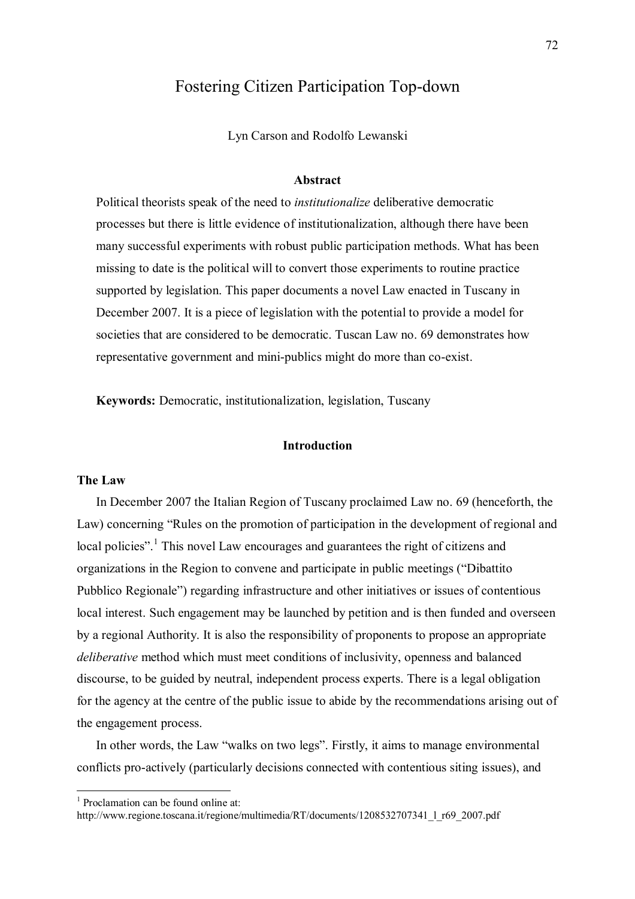# Fostering Citizen Participation Top-down

Lyn Carson and Rodolfo Lewanski

### Abstract

Political theorists speak of the need to *institutionalize* deliberative democratic processes but there is little evidence of institutionalization, although there have been many successful experiments with robust public participation methods. What has been missing to date is the political will to convert those experiments to routine practice supported by legislation. This paper documents a novel Law enacted in Tuscany in December 2007. It is a piece of legislation with the potential to provide a model for societies that are considered to be democratic. Tuscan Law no. 69 demonstrates how representative government and mini-publics might do more than co-exist.

**Keywords:** Democratic, institutionalization, legislation, Tuscany

## Introduction

### The Law

In December 2007 the Italian Region of Tuscany proclaimed Law no. 69 (henceforth, the Law) concerning "Rules on the promotion of participation in the development of regional and local policies".[1] This novel Law encourages and guarantees the right of citizens and organizations in the Region to convene and participate in public meetings ("Dibattito Pubblico Regionale") regarding infrastructure and other initiatives or issues of contentious local interest. Such engagement may be launched by petition and is then funded and overseen by a regional Authority. It is also the responsibility of proponents to propose an appropriate *deliberative* method which must meet conditions of inclusivity, openness and balanced discourse, to be guided by neutral, independent process experts. There is a legal obligation for the agency at the centre of the public issue to abide by the recommendations arising out of the engagement process.

In other words, the Law "walks on two legs". Firstly, it aims to manage environmental conflicts pro-actively (particularly decisions connected with contentious siting issues), and

[1] Proclamation can be found online at: http://www.regione.toscana.it/regione/multimedia/RT/documents/1208532707341_l_r69_2007.pdf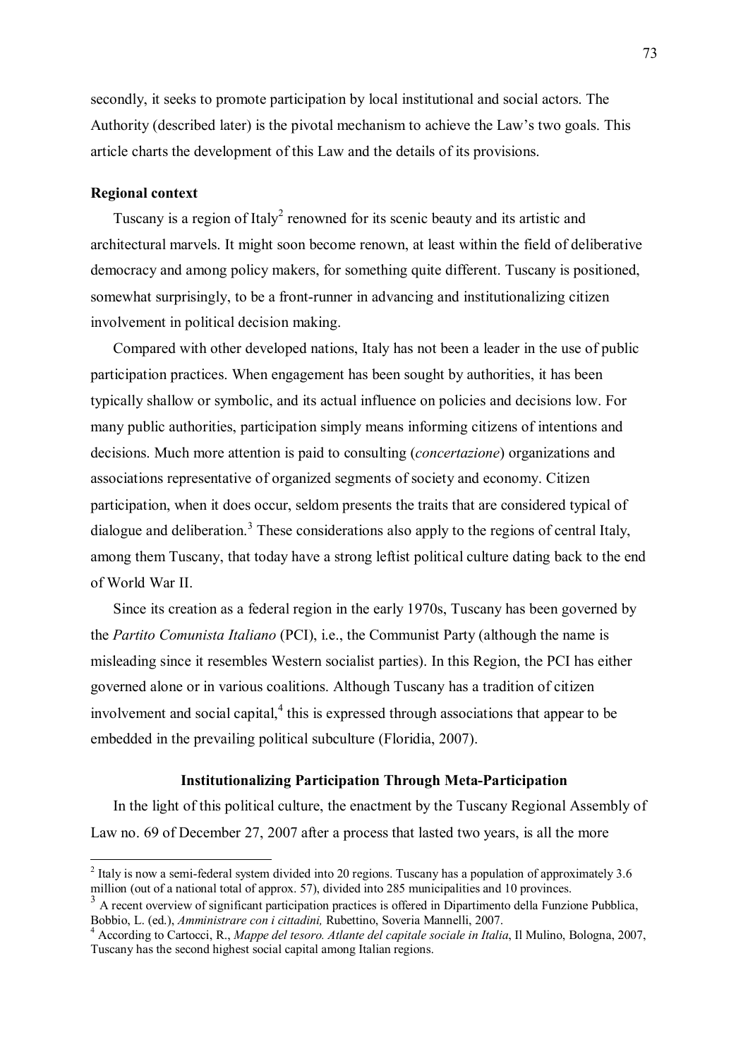secondly, it seeks to promote participation by local institutional and social actors. The Authority (described later) is the pivotal mechanism to achieve the Law's two goals. This article charts the development of this Law and the details of its provisions.

### Regional context

Tuscany is a region of Italy[2] renowned for its scenic beauty and its artistic and architectural marvels. It might soon become renown, at least within the field of deliberative democracy and among policy makers, for something quite different. Tuscany is positioned, somewhat surprisingly, to be a front-runner in advancing and institutionalizing citizen involvement in political decision making.

Compared with other developed nations, Italy has not been a leader in the use of public participation practices. When engagement has been sought by authorities, it has been typically shallow or symbolic, and its actual influence on policies and decisions low. For many public authorities, participation simply means informing citizens of intentions and decisions. Much more attention is paid to consulting (*concertazione*) organizations and associations representative of organized segments of society and economy. Citizen participation, when it does occur, seldom presents the traits that are considered typical of dialogue and deliberation.[3] These considerations also apply to the regions of central Italy, among them Tuscany, that today have a strong leftist political culture dating back to the end of World War II.

Since its creation as a federal region in the early 1970s, Tuscany has been governed by the *Partito Comunista Italiano* (PCI), i.e., the Communist Party (although the name is misleading since it resembles Western socialist parties). In this Region, the PCI has either governed alone or in various coalitions. Although Tuscany has a tradition of citizen involvement and social capital,[4] this is expressed through associations that appear to be embedded in the prevailing political subculture (Floridia, 2007).

### Institutionalizing Participation Through Meta-Participation

In the light of this political culture, the enactment by the Tuscany Regional Assembly of Law no. 69 of December 27, 2007 after a process that lasted two years, is all the more

---

[2] Italy is now a semi-federal system divided into 20 regions. Tuscany has a population of approximately 3.6 million (out of a national total of approx. 57), divided into 285 municipalities and 10 provinces.

[3] A recent overview of significant participation practices is offered in Dipartimento della Funzione Pubblica, Bobbio, L. (ed.), *Amministrare con i cittadini,* Rubettino, Soveria Mannelli, 2007.

[4] According to Cartocci, R., *Mappe del tesoro. Atlante del capitale sociale in Italia*, Il Mulino, Bologna, 2007, Tuscany has the second highest social capital among Italian regions.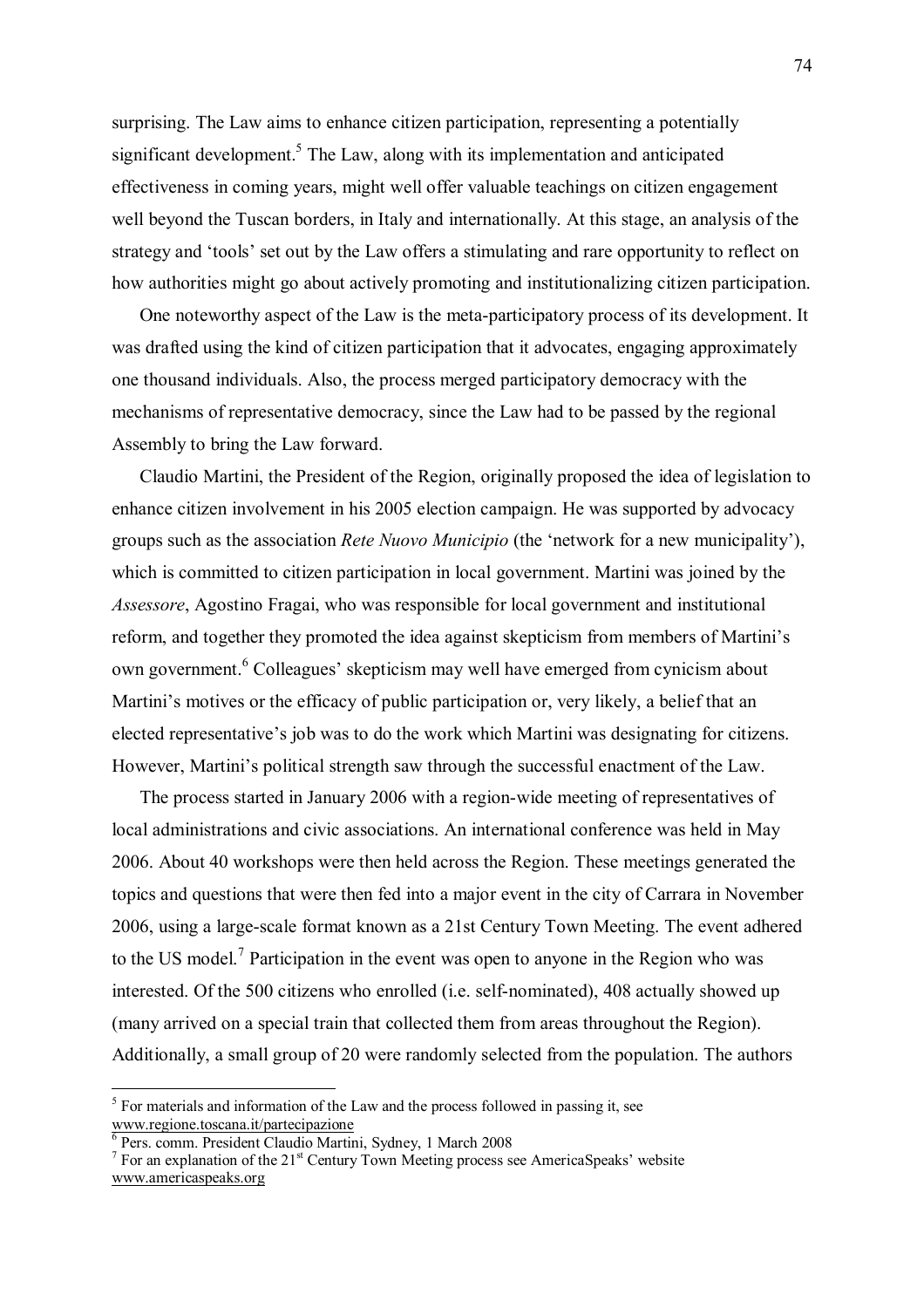surprising. The Law aims to enhance citizen participation, representing a potentially significant development.[5] The Law, along with its implementation and anticipated effectiveness in coming years, might well offer valuable teachings on citizen engagement well beyond the Tuscan borders, in Italy and internationally. At this stage, an analysis of the strategy and 'tools' set out by the Law offers a stimulating and rare opportunity to reflect on how authorities might go about actively promoting and institutionalizing citizen participation.

One noteworthy aspect of the Law is the meta-participatory process of its development. It was drafted using the kind of citizen participation that it advocates, engaging approximately one thousand individuals. Also, the process merged participatory democracy with the mechanisms of representative democracy, since the Law had to be passed by the regional Assembly to bring the Law forward.

Claudio Martini, the President of the Region, originally proposed the idea of legislation to enhance citizen involvement in his 2005 election campaign. He was supported by advocacy groups such as the association *Rete Nuovo Municipio* (the 'network for a new municipality'), which is committed to citizen participation in local government. Martini was joined by the *Assessore*, Agostino Fragai, who was responsible for local government and institutional reform, and together they promoted the idea against skepticism from members of Martini's own government.[6] Colleagues' skepticism may well have emerged from cynicism about Martini's motives or the efficacy of public participation or, very likely, a belief that an elected representative's job was to do the work which Martini was designating for citizens. However, Martini's political strength saw through the successful enactment of the Law.

The process started in January 2006 with a region-wide meeting of representatives of local administrations and civic associations. An international conference was held in May 2006. About 40 workshops were then held across the Region. These meetings generated the topics and questions that were then fed into a major event in the city of Carrara in November 2006, using a large-scale format known as a 21st Century Town Meeting. The event adhered to the US model.[7] Participation in the event was open to anyone in the Region who was interested. Of the 500 citizens who enrolled (i.e. self-nominated), 408 actually showed up (many arrived on a special train that collected them from areas throughout the Region). Additionally, a small group of 20 were randomly selected from the population. The authors

---

[5] For materials and information of the Law and the process followed in passing it, see www.regione.toscana.it/partecipazione

[6] Pers. comm. President Claudio Martini, Sydney, 1 March 2008

[7] For an explanation of the 21st Century Town Meeting process see AmericaSpeaks' website www.americaspeaks.org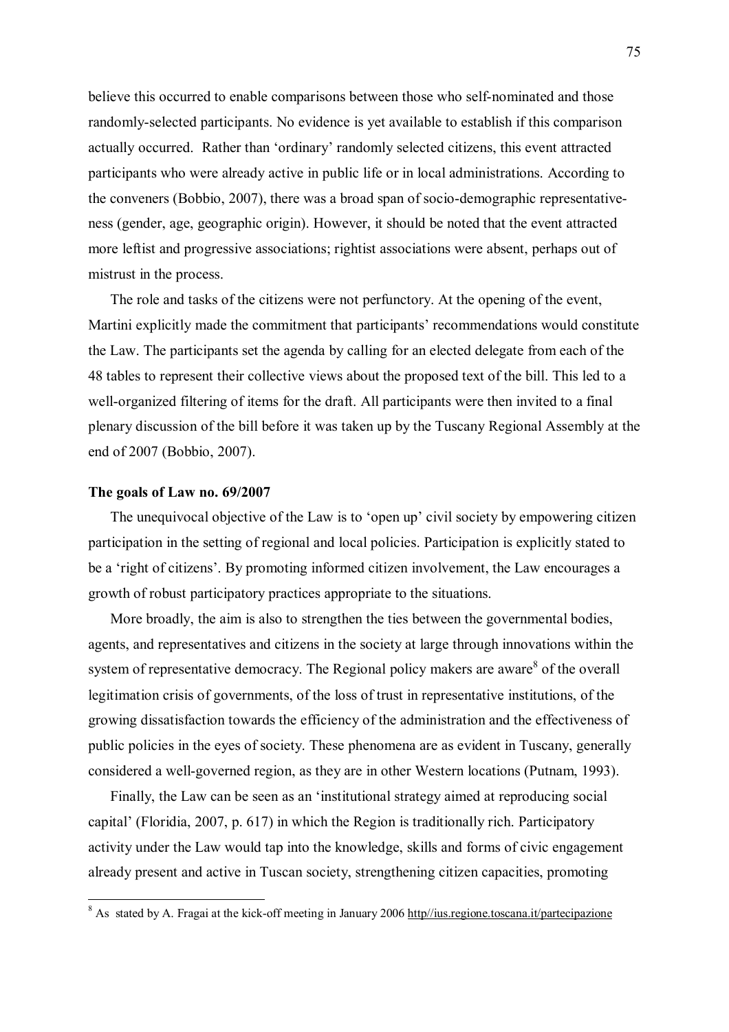believe this occurred to enable comparisons between those who self-nominated and those randomly-selected participants. No evidence is yet available to establish if this comparison actually occurred. Rather than 'ordinary' randomly selected citizens, this event attracted participants who were already active in public life or in local administrations. According to the conveners (Bobbio, 2007), there was a broad span of socio-demographic representativeness (gender, age, geographic origin). However, it should be noted that the event attracted more leftist and progressive associations; rightist associations were absent, perhaps out of mistrust in the process.

The role and tasks of the citizens were not perfunctory. At the opening of the event, Martini explicitly made the commitment that participants' recommendations would constitute the Law. The participants set the agenda by calling for an elected delegate from each of the 48 tables to represent their collective views about the proposed text of the bill. This led to a well-organized filtering of items for the draft. All participants were then invited to a final plenary discussion of the bill before it was taken up by the Tuscany Regional Assembly at the end of 2007 (Bobbio, 2007).

**The goals of Law no. 69/2007**

The unequivocal objective of the Law is to 'open up' civil society by empowering citizen participation in the setting of regional and local policies. Participation is explicitly stated to be a 'right of citizens'. By promoting informed citizen involvement, the Law encourages a growth of robust participatory practices appropriate to the situations.

More broadly, the aim is also to strengthen the ties between the governmental bodies, agents, and representatives and citizens in the society at large through innovations within the system of representative democracy. The Regional policy makers are aware[8] of the overall legitimation crisis of governments, of the loss of trust in representative institutions, of the growing dissatisfaction towards the efficiency of the administration and the effectiveness of public policies in the eyes of society. These phenomena are as evident in Tuscany, generally considered a well-governed region, as they are in other Western locations (Putnam, 1993).

Finally, the Law can be seen as an 'institutional strategy aimed at reproducing social capital' (Floridia, 2007, p. 617) in which the Region is traditionally rich. Participatory activity under the Law would tap into the knowledge, skills and forms of civic engagement already present and active in Tuscan society, strengthening citizen capacities, promoting

[8] As stated by A. Fragai at the kick-off meeting in January 2006 http//ius.regione.toscana.it/partecipazione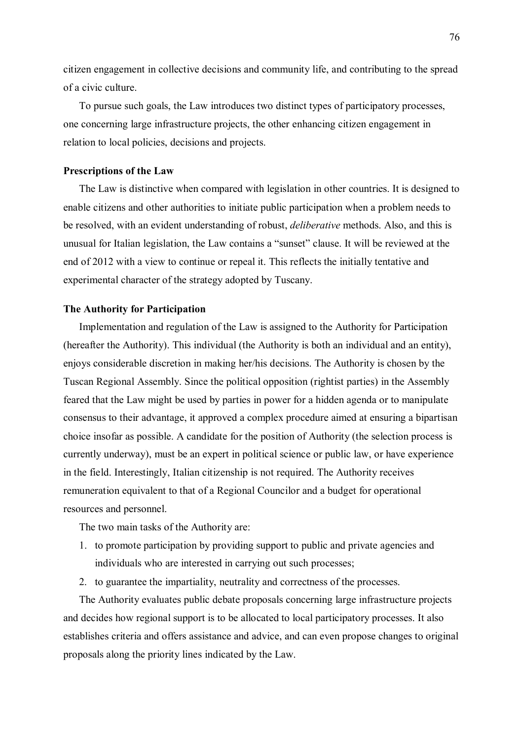citizen engagement in collective decisions and community life, and contributing to the spread of a civic culture.

To pursue such goals, the Law introduces two distinct types of participatory processes, one concerning large infrastructure projects, the other enhancing citizen engagement in relation to local policies, decisions and projects.

**Prescriptions of the Law**

The Law is distinctive when compared with legislation in other countries. It is designed to enable citizens and other authorities to initiate public participation when a problem needs to be resolved, with an evident understanding of robust, *deliberative* methods. Also, and this is unusual for Italian legislation, the Law contains a "sunset" clause. It will be reviewed at the end of 2012 with a view to continue or repeal it. This reflects the initially tentative and experimental character of the strategy adopted by Tuscany.

**The Authority for Participation**

Implementation and regulation of the Law is assigned to the Authority for Participation (hereafter the Authority). This individual (the Authority is both an individual and an entity), enjoys considerable discretion in making her/his decisions. The Authority is chosen by the Tuscan Regional Assembly. Since the political opposition (rightist parties) in the Assembly feared that the Law might be used by parties in power for a hidden agenda or to manipulate consensus to their advantage, it approved a complex procedure aimed at ensuring a bipartisan choice insofar as possible. A candidate for the position of Authority (the selection process is currently underway), must be an expert in political science or public law, or have experience in the field. Interestingly, Italian citizenship is not required. The Authority receives remuneration equivalent to that of a Regional Councilor and a budget for operational resources and personnel.

The two main tasks of the Authority are:

1. to promote participation by providing support to public and private agencies and individuals who are interested in carrying out such processes;
2. to guarantee the impartiality, neutrality and correctness of the processes.

The Authority evaluates public debate proposals concerning large infrastructure projects and decides how regional support is to be allocated to local participatory processes. It also establishes criteria and offers assistance and advice, and can even propose changes to original proposals along the priority lines indicated by the Law.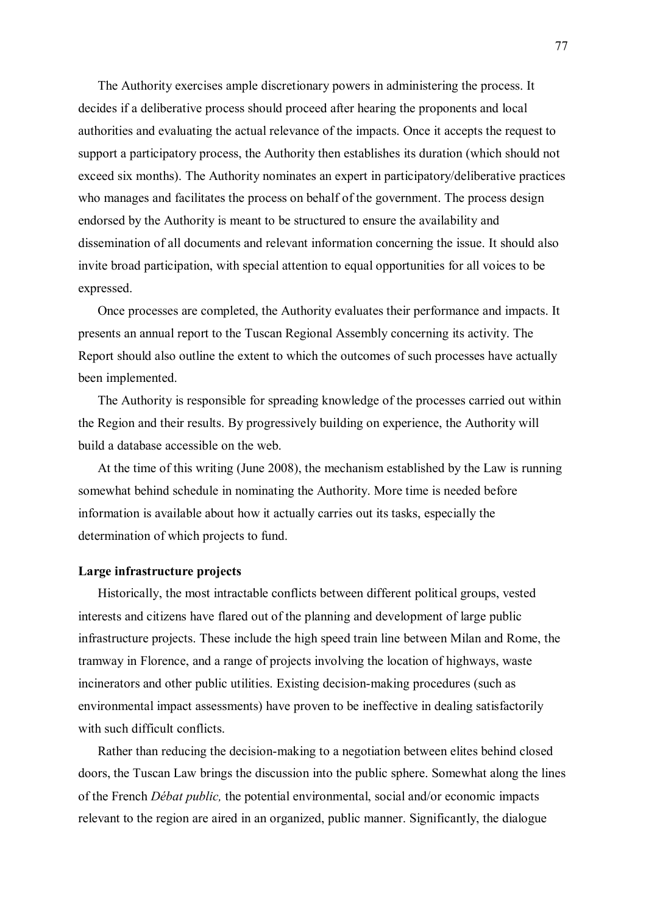The Authority exercises ample discretionary powers in administering the process. It decides if a deliberative process should proceed after hearing the proponents and local authorities and evaluating the actual relevance of the impacts. Once it accepts the request to support a participatory process, the Authority then establishes its duration (which should not exceed six months). The Authority nominates an expert in participatory/deliberative practices who manages and facilitates the process on behalf of the government. The process design endorsed by the Authority is meant to be structured to ensure the availability and dissemination of all documents and relevant information concerning the issue. It should also invite broad participation, with special attention to equal opportunities for all voices to be expressed.

Once processes are completed, the Authority evaluates their performance and impacts. It presents an annual report to the Tuscan Regional Assembly concerning its activity. The Report should also outline the extent to which the outcomes of such processes have actually been implemented.

The Authority is responsible for spreading knowledge of the processes carried out within the Region and their results. By progressively building on experience, the Authority will build a database accessible on the web.

At the time of this writing (June 2008), the mechanism established by the Law is running somewhat behind schedule in nominating the Authority. More time is needed before information is available about how it actually carries out its tasks, especially the determination of which projects to fund.

**Large infrastructure projects**

Historically, the most intractable conflicts between different political groups, vested interests and citizens have flared out of the planning and development of large public infrastructure projects. These include the high speed train line between Milan and Rome, the tramway in Florence, and a range of projects involving the location of highways, waste incinerators and other public utilities. Existing decision-making procedures (such as environmental impact assessments) have proven to be ineffective in dealing satisfactorily with such difficult conflicts.

Rather than reducing the decision-making to a negotiation between elites behind closed doors, the Tuscan Law brings the discussion into the public sphere. Somewhat along the lines of the French *Débat public,* the potential environmental, social and/or economic impacts relevant to the region are aired in an organized, public manner. Significantly, the dialogue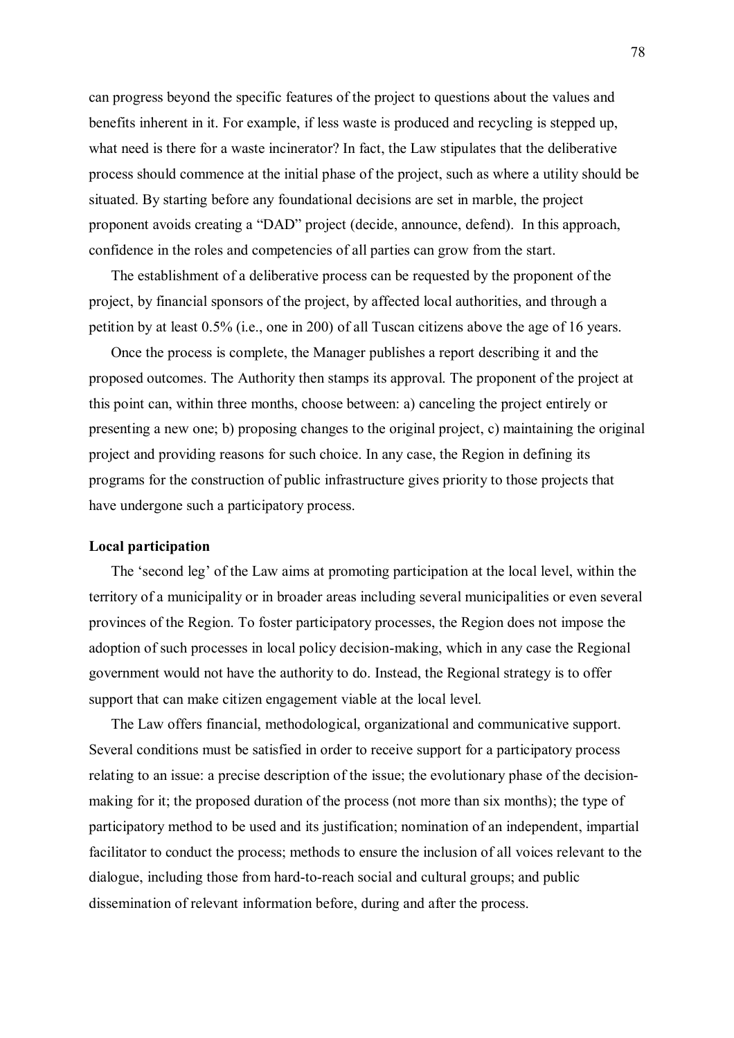can progress beyond the specific features of the project to questions about the values and benefits inherent in it. For example, if less waste is produced and recycling is stepped up, what need is there for a waste incinerator? In fact, the Law stipulates that the deliberative process should commence at the initial phase of the project, such as where a utility should be situated. By starting before any foundational decisions are set in marble, the project proponent avoids creating a "DAD" project (decide, announce, defend). In this approach, confidence in the roles and competencies of all parties can grow from the start.

The establishment of a deliberative process can be requested by the proponent of the project, by financial sponsors of the project, by affected local authorities, and through a petition by at least 0.5% (i.e., one in 200) of all Tuscan citizens above the age of 16 years.

Once the process is complete, the Manager publishes a report describing it and the proposed outcomes. The Authority then stamps its approval. The proponent of the project at this point can, within three months, choose between: a) canceling the project entirely or presenting a new one; b) proposing changes to the original project, c) maintaining the original project and providing reasons for such choice. In any case, the Region in defining its programs for the construction of public infrastructure gives priority to those projects that have undergone such a participatory process.

**Local participation**

The 'second leg' of the Law aims at promoting participation at the local level, within the territory of a municipality or in broader areas including several municipalities or even several provinces of the Region. To foster participatory processes, the Region does not impose the adoption of such processes in local policy decision-making, which in any case the Regional government would not have the authority to do. Instead, the Regional strategy is to offer support that can make citizen engagement viable at the local level.

The Law offers financial, methodological, organizational and communicative support. Several conditions must be satisfied in order to receive support for a participatory process relating to an issue: a precise description of the issue; the evolutionary phase of the decision-making for it; the proposed duration of the process (not more than six months); the type of participatory method to be used and its justification; nomination of an independent, impartial facilitator to conduct the process; methods to ensure the inclusion of all voices relevant to the dialogue, including those from hard-to-reach social and cultural groups; and public dissemination of relevant information before, during and after the process.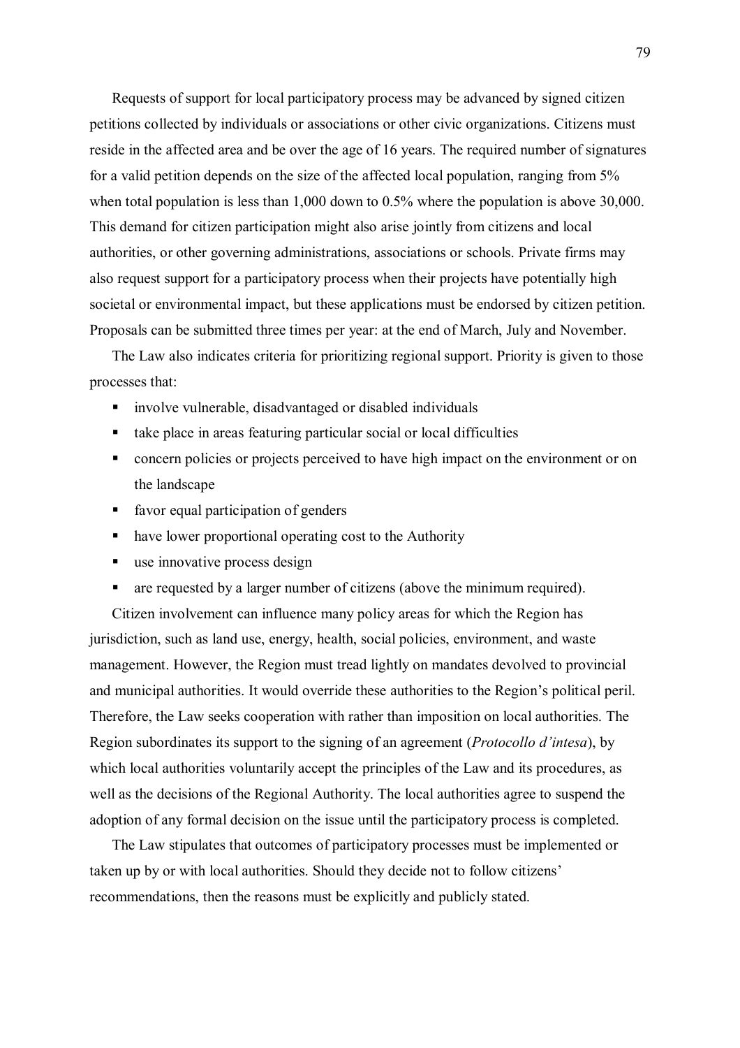Requests of support for local participatory process may be advanced by signed citizen petitions collected by individuals or associations or other civic organizations. Citizens must reside in the affected area and be over the age of 16 years. The required number of signatures for a valid petition depends on the size of the affected local population, ranging from 5% when total population is less than 1,000 down to 0.5% where the population is above 30,000. This demand for citizen participation might also arise jointly from citizens and local authorities, or other governing administrations, associations or schools. Private firms may also request support for a participatory process when their projects have potentially high societal or environmental impact, but these applications must be endorsed by citizen petition. Proposals can be submitted three times per year: at the end of March, July and November.

The Law also indicates criteria for prioritizing regional support. Priority is given to those processes that:

- involve vulnerable, disadvantaged or disabled individuals
- take place in areas featuring particular social or local difficulties
- concern policies or projects perceived to have high impact on the environment or on the landscape
- favor equal participation of genders
- have lower proportional operating cost to the Authority
- use innovative process design
- are requested by a larger number of citizens (above the minimum required).

Citizen involvement can influence many policy areas for which the Region has jurisdiction, such as land use, energy, health, social policies, environment, and waste management. However, the Region must tread lightly on mandates devolved to provincial and municipal authorities. It would override these authorities to the Region's political peril. Therefore, the Law seeks cooperation with rather than imposition on local authorities. The Region subordinates its support to the signing of an agreement (*Protocollo d'intesa*), by which local authorities voluntarily accept the principles of the Law and its procedures, as well as the decisions of the Regional Authority. The local authorities agree to suspend the adoption of any formal decision on the issue until the participatory process is completed.

The Law stipulates that outcomes of participatory processes must be implemented or taken up by or with local authorities. Should they decide not to follow citizens' recommendations, then the reasons must be explicitly and publicly stated.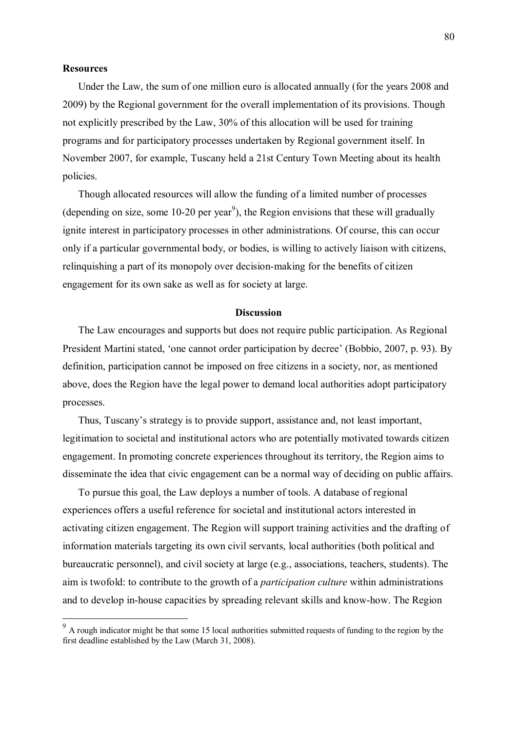**Resources**

Under the Law, the sum of one million euro is allocated annually (for the years 2008 and 2009) by the Regional government for the overall implementation of its provisions. Though not explicitly prescribed by the Law, 30% of this allocation will be used for training programs and for participatory processes undertaken by Regional government itself. In November 2007, for example, Tuscany held a 21st Century Town Meeting about its health policies.

Though allocated resources will allow the funding of a limited number of processes (depending on size, some 10-20 per year[9]), the Region envisions that these will gradually ignite interest in participatory processes in other administrations. Of course, this can occur only if a particular governmental body, or bodies, is willing to actively liaison with citizens, relinquishing a part of its monopoly over decision-making for the benefits of citizen engagement for its own sake as well as for society at large.

## Discussion

The Law encourages and supports but does not require public participation. As Regional President Martini stated, 'one cannot order participation by decree' (Bobbio, 2007, p. 93). By definition, participation cannot be imposed on free citizens in a society, nor, as mentioned above, does the Region have the legal power to demand local authorities adopt participatory processes.

Thus, Tuscany's strategy is to provide support, assistance and, not least important, legitimation to societal and institutional actors who are potentially motivated towards citizen engagement. In promoting concrete experiences throughout its territory, the Region aims to disseminate the idea that civic engagement can be a normal way of deciding on public affairs.

To pursue this goal, the Law deploys a number of tools. A database of regional experiences offers a useful reference for societal and institutional actors interested in activating citizen engagement. The Region will support training activities and the drafting of information materials targeting its own civil servants, local authorities (both political and bureaucratic personnel), and civil society at large (e.g., associations, teachers, students). The aim is twofold: to contribute to the growth of a *participation culture* within administrations and to develop in-house capacities by spreading relevant skills and know-how. The Region

---

[9] A rough indicator might be that some 15 local authorities submitted requests of funding to the region by the first deadline established by the Law (March 31, 2008).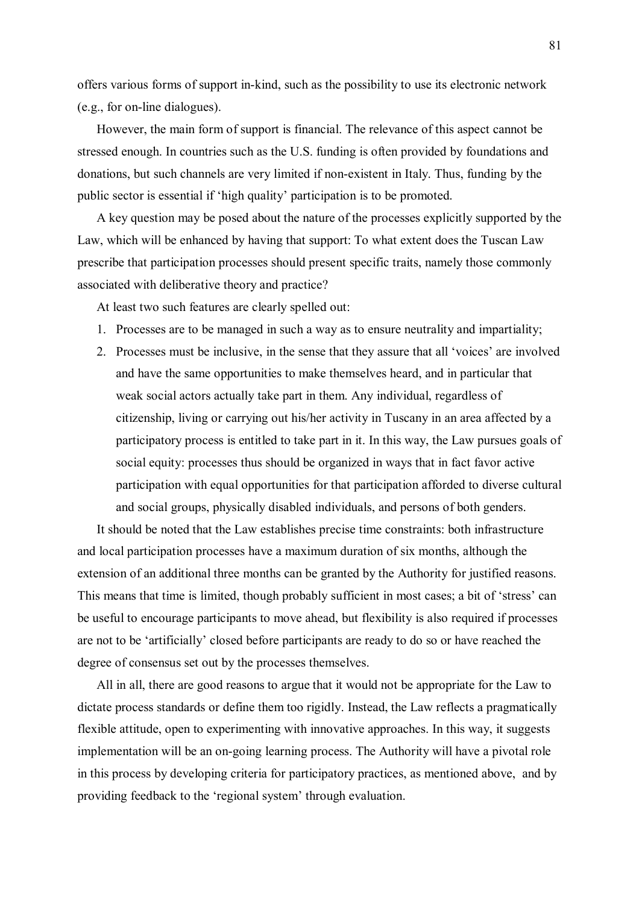offers various forms of support in-kind, such as the possibility to use its electronic network (e.g., for on-line dialogues).

However, the main form of support is financial. The relevance of this aspect cannot be stressed enough. In countries such as the U.S. funding is often provided by foundations and donations, but such channels are very limited if non-existent in Italy. Thus, funding by the public sector is essential if 'high quality' participation is to be promoted.

A key question may be posed about the nature of the processes explicitly supported by the Law, which will be enhanced by having that support: To what extent does the Tuscan Law prescribe that participation processes should present specific traits, namely those commonly associated with deliberative theory and practice?

At least two such features are clearly spelled out:

1. Processes are to be managed in such a way as to ensure neutrality and impartiality;
2. Processes must be inclusive, in the sense that they assure that all 'voices' are involved and have the same opportunities to make themselves heard, and in particular that weak social actors actually take part in them. Any individual, regardless of citizenship, living or carrying out his/her activity in Tuscany in an area affected by a participatory process is entitled to take part in it. In this way, the Law pursues goals of social equity: processes thus should be organized in ways that in fact favor active participation with equal opportunities for that participation afforded to diverse cultural and social groups, physically disabled individuals, and persons of both genders.

It should be noted that the Law establishes precise time constraints: both infrastructure and local participation processes have a maximum duration of six months, although the extension of an additional three months can be granted by the Authority for justified reasons. This means that time is limited, though probably sufficient in most cases; a bit of 'stress' can be useful to encourage participants to move ahead, but flexibility is also required if processes are not to be 'artificially' closed before participants are ready to do so or have reached the degree of consensus set out by the processes themselves.

All in all, there are good reasons to argue that it would not be appropriate for the Law to dictate process standards or define them too rigidly. Instead, the Law reflects a pragmatically flexible attitude, open to experimenting with innovative approaches. In this way, it suggests implementation will be an on-going learning process. The Authority will have a pivotal role in this process by developing criteria for participatory practices, as mentioned above, and by providing feedback to the 'regional system' through evaluation.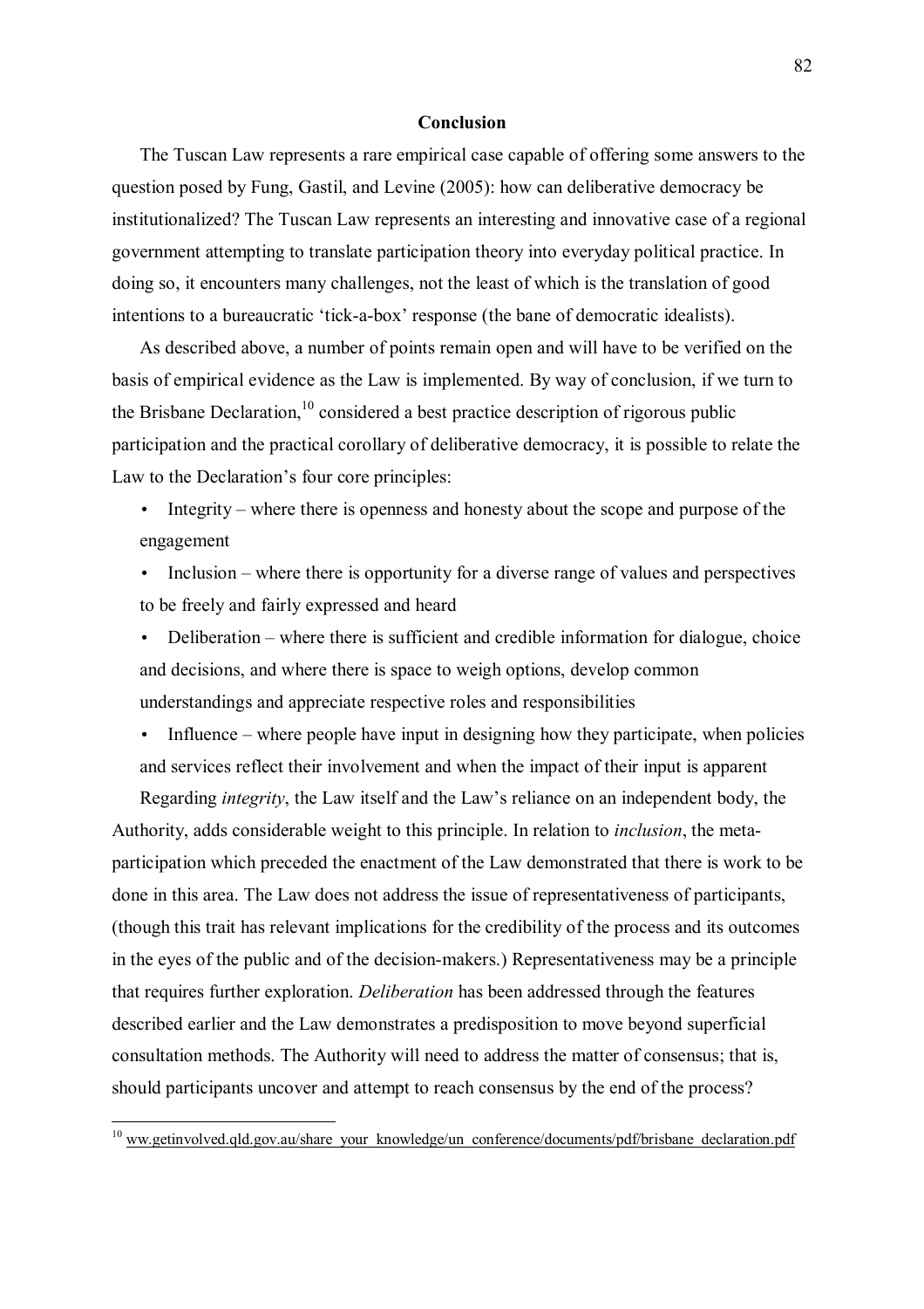## Conclusion

The Tuscan Law represents a rare empirical case capable of offering some answers to the question posed by Fung, Gastil, and Levine (2005): how can deliberative democracy be institutionalized? The Tuscan Law represents an interesting and innovative case of a regional government attempting to translate participation theory into everyday political practice. In doing so, it encounters many challenges, not the least of which is the translation of good intentions to a bureaucratic 'tick-a-box' response (the bane of democratic idealists).

As described above, a number of points remain open and will have to be verified on the basis of empirical evidence as the Law is implemented. By way of conclusion, if we turn to the Brisbane Declaration,[10] considered a best practice description of rigorous public participation and the practical corollary of deliberative democracy, it is possible to relate the Law to the Declaration's four core principles:

- Integrity – where there is openness and honesty about the scope and purpose of the engagement
- Inclusion – where there is opportunity for a diverse range of values and perspectives to be freely and fairly expressed and heard
- Deliberation – where there is sufficient and credible information for dialogue, choice and decisions, and where there is space to weigh options, develop common understandings and appreciate respective roles and responsibilities
- Influence – where people have input in designing how they participate, when policies and services reflect their involvement and when the impact of their input is apparent

Regarding *integrity*, the Law itself and the Law's reliance on an independent body, the Authority, adds considerable weight to this principle. In relation to *inclusion*, the meta-participation which preceded the enactment of the Law demonstrated that there is work to be done in this area. The Law does not address the issue of representativeness of participants, (though this trait has relevant implications for the credibility of the process and its outcomes in the eyes of the public and of the decision-makers.) Representativeness may be a principle that requires further exploration. *Deliberation* has been addressed through the features described earlier and the Law demonstrates a predisposition to move beyond superficial consultation methods. The Authority will need to address the matter of consensus; that is, should participants uncover and attempt to reach consensus by the end of the process?

[10] ww.getinvolved.qld.gov.au/share_your_knowledge/un_conference/documents/pdf/brisbane_declaration.pdf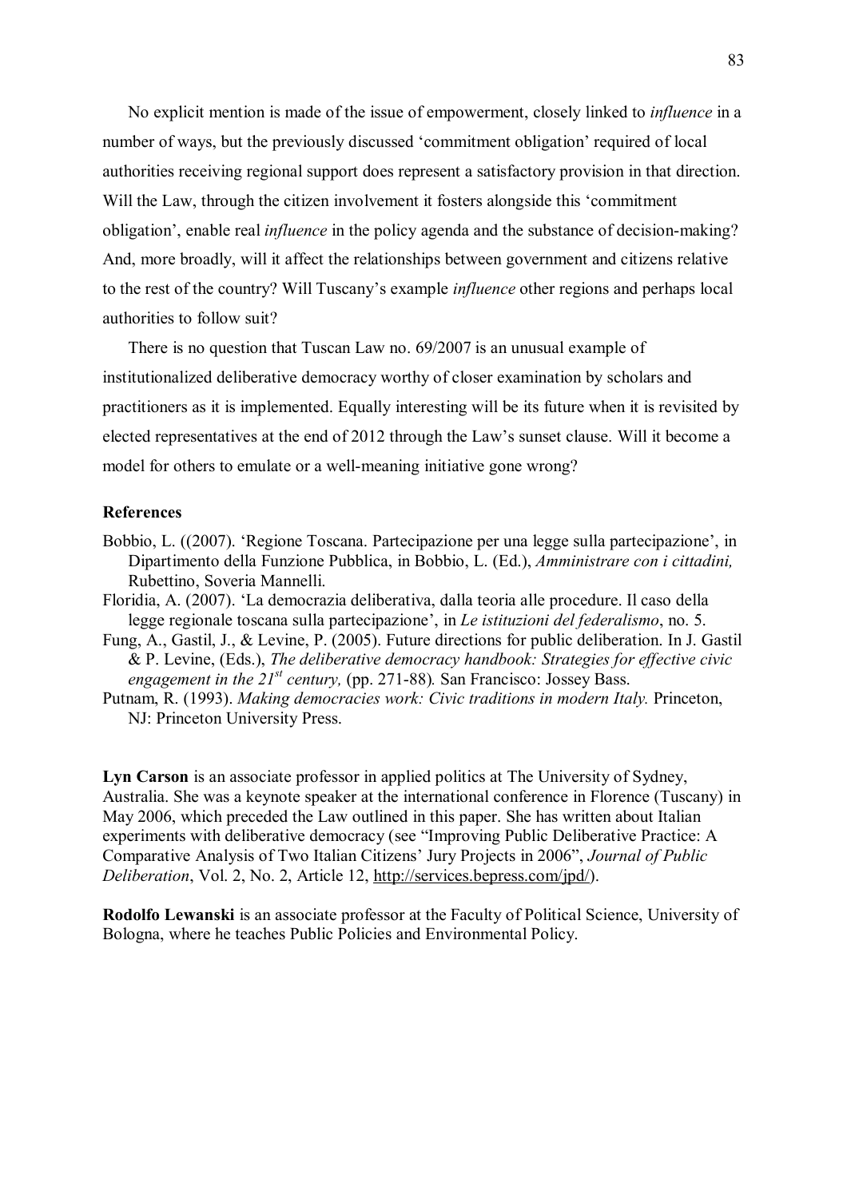No explicit mention is made of the issue of empowerment, closely linked to *influence* in a number of ways, but the previously discussed 'commitment obligation' required of local authorities receiving regional support does represent a satisfactory provision in that direction. Will the Law, through the citizen involvement it fosters alongside this 'commitment obligation', enable real *influence* in the policy agenda and the substance of decision-making? And, more broadly, will it affect the relationships between government and citizens relative to the rest of the country? Will Tuscany's example *influence* other regions and perhaps local authorities to follow suit?

There is no question that Tuscan Law no. 69/2007 is an unusual example of institutionalized deliberative democracy worthy of closer examination by scholars and practitioners as it is implemented. Equally interesting will be its future when it is revisited by elected representatives at the end of 2012 through the Law's sunset clause. Will it become a model for others to emulate or a well-meaning initiative gone wrong?

### References

Bobbio, L. ((2007). 'Regione Toscana. Partecipazione per una legge sulla partecipazione', in Dipartimento della Funzione Pubblica, in Bobbio, L. (Ed.), *Amministrare con i cittadini,* Rubettino, Soveria Mannelli.

Floridia, A. (2007). 'La democrazia deliberativa, dalla teoria alle procedure. Il caso della legge regionale toscana sulla partecipazione', in *Le istituzioni del federalismo*, no. 5.

Fung, A., Gastil, J., & Levine, P. (2005). Future directions for public deliberation. In J. Gastil & P. Levine, (Eds.), *The deliberative democracy handbook: Strategies for effective civic engagement in the 21st century,* (pp. 271-88)*.* San Francisco: Jossey Bass.

Putnam, R. (1993). *Making democracies work: Civic traditions in modern Italy.* Princeton, NJ: Princeton University Press.

**Lyn Carson** is an associate professor in applied politics at The University of Sydney, Australia. She was a keynote speaker at the international conference in Florence (Tuscany) in May 2006, which preceded the Law outlined in this paper. She has written about Italian experiments with deliberative democracy (see "Improving Public Deliberative Practice: A Comparative Analysis of Two Italian Citizens' Jury Projects in 2006", *Journal of Public Deliberation*, Vol. 2, No. 2, Article 12, http://services.bepress.com/jpd/).

**Rodolfo Lewanski** is an associate professor at the Faculty of Political Science, University of Bologna, where he teaches Public Policies and Environmental Policy.